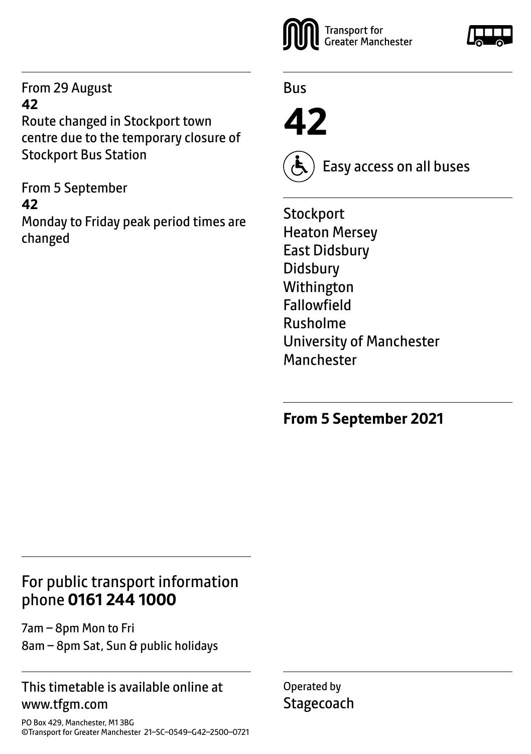From 29 August
**42**
Route changed in Stockport town centre due to the temporary closure of Stockport Bus Station

From 5 September
**42**
Monday to Friday peak period times are changed

Transport for Greater Manchester

Bus

# 42

Easy access on all buses

Stockport
Heaton Mersey
East Didsbury
Didsbury
Withington
Fallowfield
Rusholme
University of Manchester
Manchester

**From 5 September 2021**

## For public transport information phone **0161 244 1000**

7am – 8pm Mon to Fri
8am – 8pm Sat, Sun & public holidays

This timetable is available online at www.tfgm.com

Operated by
Stagecoach

PO Box 429, Manchester, M1 3BG
©Transport for Greater Manchester 21–SC–0549–G42–2500–0721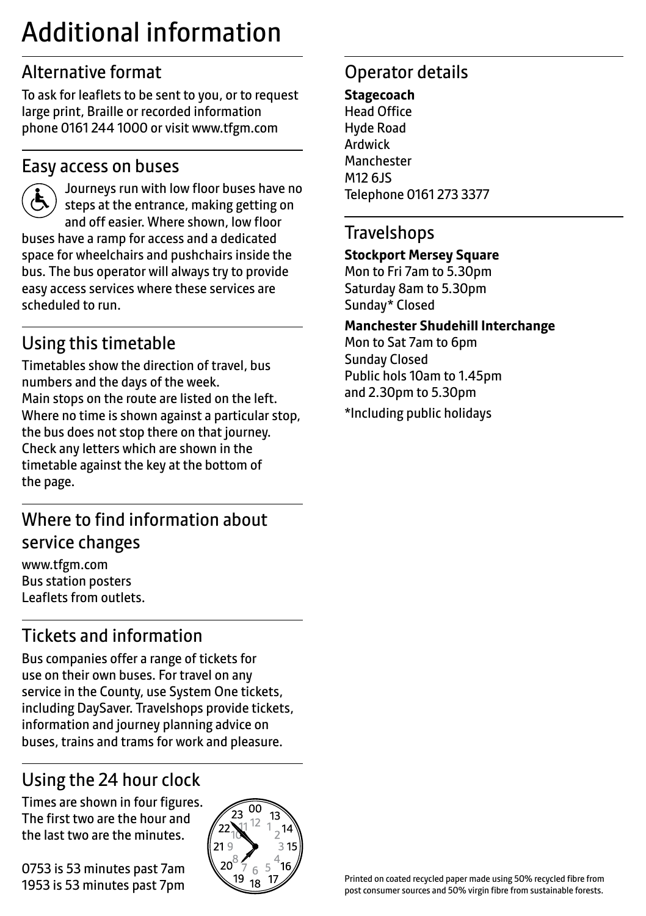# Additional information

## Alternative format

To ask for leaflets to be sent to you, or to request large print, Braille or recorded information phone 0161 244 1000 or visit www.tfgm.com

## Easy access on buses

Journeys run with low floor buses have no steps at the entrance, making getting on and off easier. Where shown, low floor buses have a ramp for access and a dedicated space for wheelchairs and pushchairs inside the bus. The bus operator will always try to provide easy access services where these services are scheduled to run.

## Using this timetable

Timetables show the direction of travel, bus numbers and the days of the week.
Main stops on the route are listed on the left. Where no time is shown against a particular stop, the bus does not stop there on that journey. Check any letters which are shown in the timetable against the key at the bottom of the page.

## Where to find information about service changes

www.tfgm.com
Bus station posters
Leaflets from outlets.

## Tickets and information

Bus companies offer a range of tickets for use on their own buses. For travel on any service in the County, use System One tickets, including DaySaver. Travelshops provide tickets, information and journey planning advice on buses, trains and trams for work and pleasure.

## Using the 24 hour clock

Times are shown in four figures. The first two are the hour and the last two are the minutes.

0753 is 53 minutes past 7am
1953 is 53 minutes past 7pm

## Operator details

**Stagecoach**
Head Office
Hyde Road
Ardwick
Manchester
M12 6JS
Telephone 0161 273 3377

## Travelshops

**Stockport Mersey Square**
Mon to Fri 7am to 5.30pm
Saturday 8am to 5.30pm
Sunday* Closed

**Manchester Shudehill Interchange**
Mon to Sat 7am to 6pm
Sunday Closed
Public hols 10am to 1.45pm
and 2.30pm to 5.30pm

*Including public holidays

Printed on coated recycled paper made using 50% recycled fibre from post consumer sources and 50% virgin fibre from sustainable forests.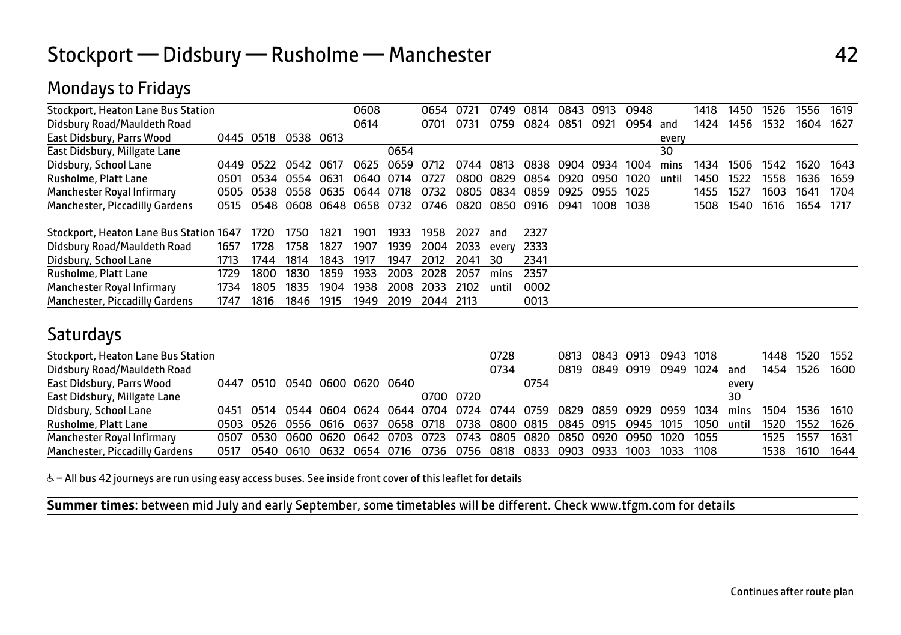# Stockport — Didsbury — Rusholme — Manchester 42

## Mondays to Fridays

| Stop | | | | | | | | | | | | | | | | | | | |
|---|---|---|---|---|---|---|---|---|---|---|---|---|---|---|---|---|---|---|---|
| Stockport, Heaton Lane Bus Station | | | | | 0608 | | 0654 | 0721 | 0749 | 0814 | 0843 | 0913 | 0948 | | 1418 | 1450 | 1526 | 1556 | 1619 |
| Didsbury Road/Mauldeth Road | | | | | 0614 | | 0701 | 0731 | 0759 | 0824 | 0851 | 0921 | 0954 | and | 1424 | 1456 | 1532 | 1604 | 1627 |
| East Didsbury, Parrs Wood | 0445 | 0518 | 0538 | 0613 | | | | | | | | | | every | | | | | |
| East Didsbury, Millgate Lane | | | | | | 0654 | | | | | | | | 30 | | | | | |
| Didsbury, School Lane | 0449 | 0522 | 0542 | 0617 | 0625 | 0659 | 0712 | 0744 | 0813 | 0838 | 0904 | 0934 | 1004 | mins | 1434 | 1506 | 1542 | 1620 | 1643 |
| Rusholme, Platt Lane | 0501 | 0534 | 0554 | 0631 | 0640 | 0714 | 0727 | 0800 | 0829 | 0854 | 0920 | 0950 | 1020 | until | 1450 | 1522 | 1558 | 1636 | 1659 |
| Manchester Royal Infirmary | 0505 | 0538 | 0558 | 0635 | 0644 | 0718 | 0732 | 0805 | 0834 | 0859 | 0925 | 0955 | 1025 | | 1455 | 1527 | 1603 | 1641 | 1704 |
| Manchester, Piccadilly Gardens | 0515 | 0548 | 0608 | 0648 | 0658 | 0732 | 0746 | 0820 | 0850 | 0916 | 0941 | 1008 | 1038 | | 1508 | 1540 | 1616 | 1654 | 1717 |

| Stop | | | | | | | | | | |
|---|---|---|---|---|---|---|---|---|---|---|
| Stockport, Heaton Lane Bus Station | 1647 | 1720 | 1750 | 1821 | 1901 | 1933 | 1958 | 2027 | and | 2327 |
| Didsbury Road/Mauldeth Road | 1657 | 1728 | 1758 | 1827 | 1907 | 1939 | 2004 | 2033 | every | 2333 |
| Didsbury, School Lane | 1713 | 1744 | 1814 | 1843 | 1917 | 1947 | 2012 | 2041 | 30 | 2341 |
| Rusholme, Platt Lane | 1729 | 1800 | 1830 | 1859 | 1933 | 2003 | 2028 | 2057 | mins | 2357 |
| Manchester Royal Infirmary | 1734 | 1805 | 1835 | 1904 | 1938 | 2008 | 2033 | 2102 | until | 0002 |
| Manchester, Piccadilly Gardens | 1747 | 1816 | 1846 | 1915 | 1949 | 2019 | 2044 | 2113 | | 0013 |

## Saturdays

| Stop | | | | | | | | | | | | | | | | | | | |
|---|---|---|---|---|---|---|---|---|---|---|---|---|---|---|---|---|---|---|---|
| Stockport, Heaton Lane Bus Station | | | | | | | | | 0728 | | 0813 | 0843 | 0913 | 0943 | 1018 | | 1448 | 1520 | 1552 |
| Didsbury Road/Mauldeth Road | | | | | | | | | 0734 | | 0819 | 0849 | 0919 | 0949 | 1024 | and | 1454 | 1526 | 1600 |
| East Didsbury, Parrs Wood | 0447 | 0510 | 0540 | 0600 | 0620 | 0640 | | | | 0754 | | | | | | every | | | |
| East Didsbury, Millgate Lane | | | | | | | 0700 | 0720 | | | | | | | | 30 | | | |
| Didsbury, School Lane | 0451 | 0514 | 0544 | 0604 | 0624 | 0644 | 0704 | 0724 | 0744 | 0759 | 0829 | 0859 | 0929 | 0959 | 1034 | mins | 1504 | 1536 | 1610 |
| Rusholme, Platt Lane | 0503 | 0526 | 0556 | 0616 | 0637 | 0658 | 0718 | 0738 | 0800 | 0815 | 0845 | 0915 | 0945 | 1015 | 1050 | until | 1520 | 1552 | 1626 |
| Manchester Royal Infirmary | 0507 | 0530 | 0600 | 0620 | 0642 | 0703 | 0723 | 0743 | 0805 | 0820 | 0850 | 0920 | 0950 | 1020 | 1055 | | 1525 | 1557 | 1631 |
| Manchester, Piccadilly Gardens | 0517 | 0540 | 0610 | 0632 | 0654 | 0716 | 0736 | 0756 | 0818 | 0833 | 0903 | 0933 | 1003 | 1033 | 1108 | | 1538 | 1610 | 1644 |

♿ – All bus 42 journeys are run using easy access buses. See inside front cover of this leaflet for details

**Summer times**: between mid July and early September, some timetables will be different. Check www.tfgm.com for details

Continues after route plan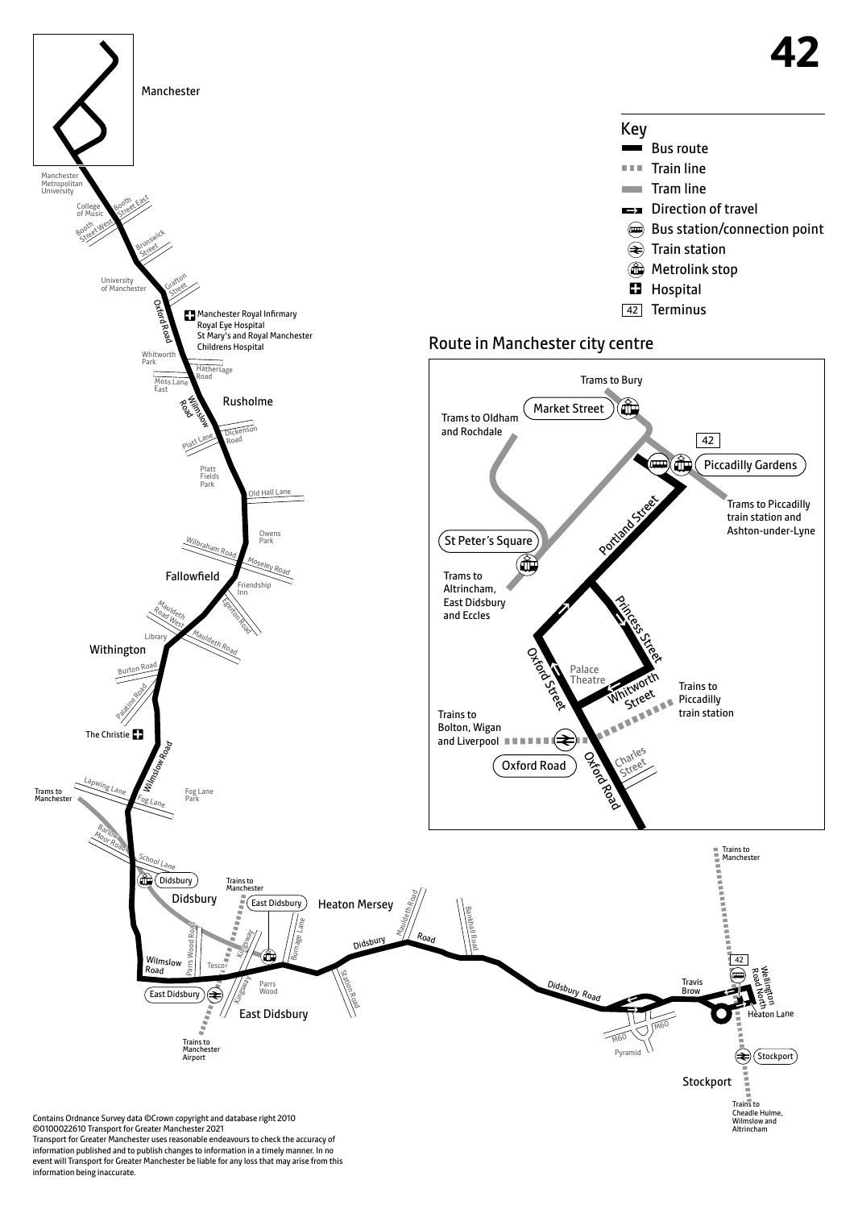# 42

## Key

- Bus route
- Train line
- Tram line
- Direction of travel
- Bus station/connection point
- Train station
- Metrolink stop
- Hospital
- 42 Terminus

## Route in Manchester city centre

Contains Ordnance Survey data ©Crown copyright and database right 2010
©0100022610 Transport for Greater Manchester 2021
Transport for Greater Manchester uses reasonable endeavours to check the accuracy of information published and to publish changes to information in a timely manner. In no event will Transport for Greater Manchester be liable for any loss that may arise from this information being inaccurate.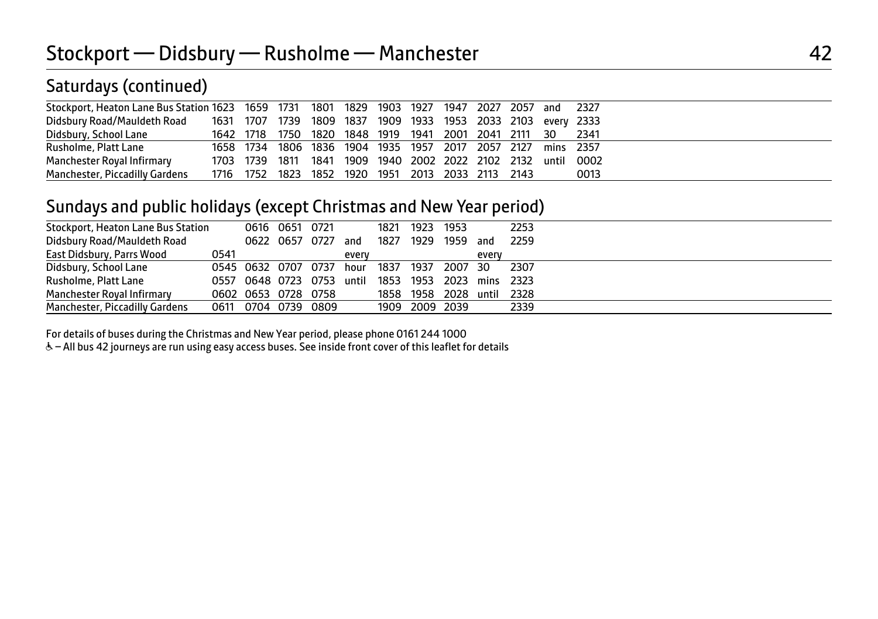# Stockport — Didsbury — Rusholme — Manchester

## Saturdays (continued)

| Stockport, Heaton Lane Bus Station | 1623 | 1659 | 1731 | 1801 | 1829 | 1903 | 1927 | 1947 | 2027 | 2057 | and | 2327 |
|---|---|---|---|---|---|---|---|---|---|---|---|---|
| Didsbury Road/Mauldeth Road | 1631 | 1707 | 1739 | 1809 | 1837 | 1909 | 1933 | 1953 | 2033 | 2103 | every | 2333 |
| Didsbury, School Lane | 1642 | 1718 | 1750 | 1820 | 1848 | 1919 | 1941 | 2001 | 2041 | 2111 | 30 | 2341 |
| Rusholme, Platt Lane | 1658 | 1734 | 1806 | 1836 | 1904 | 1935 | 1957 | 2017 | 2057 | 2127 | mins | 2357 |
| Manchester Royal Infirmary | 1703 | 1739 | 1811 | 1841 | 1909 | 1940 | 2002 | 2022 | 2102 | 2132 | until | 0002 |
| Manchester, Piccadilly Gardens | 1716 | 1752 | 1823 | 1852 | 1920 | 1951 | 2013 | 2033 | 2113 | 2143 | | 0013 |

## Sundays and public holidays (except Christmas and New Year period)

| Stockport, Heaton Lane Bus Station | | 0616 | 0651 | 0721 | | 1821 | 1923 | 1953 | | 2253 |
|---|---|---|---|---|---|---|---|---|---|---|
| Didsbury Road/Mauldeth Road | | 0622 | 0657 | 0727 | and | 1827 | 1929 | 1959 | and | 2259 |
| East Didsbury, Parrs Wood | 0541 | | | | every | | | | every | |
| Didsbury, School Lane | 0545 | 0632 | 0707 | 0737 | hour | 1837 | 1937 | 2007 | 30 | 2307 |
| Rusholme, Platt Lane | 0557 | 0648 | 0723 | 0753 | until | 1853 | 1953 | 2023 | mins | 2323 |
| Manchester Royal Infirmary | 0602 | 0653 | 0728 | 0758 | | 1858 | 1958 | 2028 | until | 2328 |
| Manchester, Piccadilly Gardens | 0611 | 0704 | 0739 | 0809 | | 1909 | 2009 | 2039 | | 2339 |

For details of buses during the Christmas and New Year period, please phone 0161 244 1000

♿ – All bus 42 journeys are run using easy access buses. See inside front cover of this leaflet for details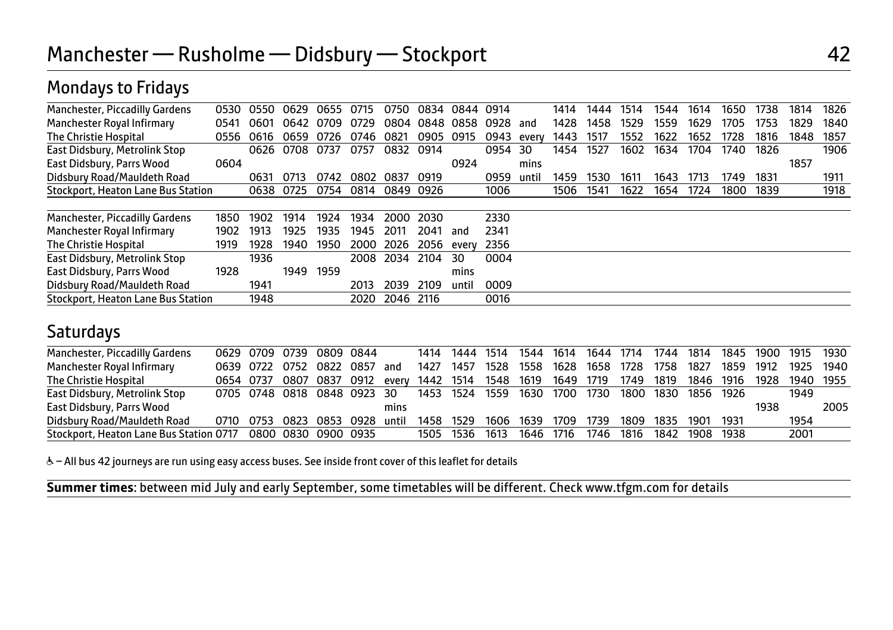# Manchester — Rusholme — Didsbury — Stockport 42

## Mondays to Fridays

| | | | | | | | | | | | | | | | | | | | |
|---|---|---|---|---|---|---|---|---|---|---|---|---|---|---|---|---|---|---|---|
| Manchester, Piccadilly Gardens | 0530 | 0550 | 0629 | 0655 | 0715 | 0750 | 0834 | 0844 | 0914 | | 1414 | 1444 | 1514 | 1544 | 1614 | 1650 | 1738 | 1814 | 1826 |
| Manchester Royal Infirmary | 0541 | 0601 | 0642 | 0709 | 0729 | 0804 | 0848 | 0858 | 0928 | and | 1428 | 1458 | 1529 | 1559 | 1629 | 1705 | 1753 | 1829 | 1840 |
| The Christie Hospital | 0556 | 0616 | 0659 | 0726 | 0746 | 0821 | 0905 | 0915 | 0943 | every | 1443 | 1517 | 1552 | 1622 | 1652 | 1728 | 1816 | 1848 | 1857 |
| East Didsbury, Metrolink Stop | | 0626 | 0708 | 0737 | 0757 | 0832 | 0914 | | 0954 | 30 | 1454 | 1527 | 1602 | 1634 | 1704 | 1740 | 1826 | | 1906 |
| East Didsbury, Parrs Wood | 0604 | | | | | | | 0924 | | mins | | | | | | | | 1857 | |
| Didsbury Road/Mauldeth Road | | 0631 | 0713 | 0742 | 0802 | 0837 | 0919 | | 0959 | until | 1459 | 1530 | 1611 | 1643 | 1713 | 1749 | 1831 | | 1911 |
| Stockport, Heaton Lane Bus Station | | 0638 | 0725 | 0754 | 0814 | 0849 | 0926 | | 1006 | | 1506 | 1541 | 1622 | 1654 | 1724 | 1800 | 1839 | | 1918 |

| | | | | | | | | | |
|---|---|---|---|---|---|---|---|---|---|
| Manchester, Piccadilly Gardens | 1850 | 1902 | 1914 | 1924 | 1934 | 2000 | 2030 | | 2330 |
| Manchester Royal Infirmary | 1902 | 1913 | 1925 | 1935 | 1945 | 2011 | 2041 | and | 2341 |
| The Christie Hospital | 1919 | 1928 | 1940 | 1950 | 2000 | 2026 | 2056 | every | 2356 |
| East Didsbury, Metrolink Stop | | 1936 | | | 2008 | 2034 | 2104 | 30 | 0004 |
| East Didsbury, Parrs Wood | 1928 | | 1949 | 1959 | | | | mins | |
| Didsbury Road/Mauldeth Road | | 1941 | | | 2013 | 2039 | 2109 | until | 0009 |
| Stockport, Heaton Lane Bus Station | | 1948 | | | 2020 | 2046 | 2116 | | 0016 |

## Saturdays

| | | | | | | | | | | | | | | | | | | | |
|---|---|---|---|---|---|---|---|---|---|---|---|---|---|---|---|---|---|---|---|
| Manchester, Piccadilly Gardens | 0629 | 0709 | 0739 | 0809 | 0844 | | 1414 | 1444 | 1514 | 1544 | 1614 | 1644 | 1714 | 1744 | 1814 | 1845 | 1900 | 1915 | 1930 |
| Manchester Royal Infirmary | 0639 | 0722 | 0752 | 0822 | 0857 | and | 1427 | 1457 | 1528 | 1558 | 1628 | 1658 | 1728 | 1758 | 1827 | 1859 | 1912 | 1925 | 1940 |
| The Christie Hospital | 0654 | 0737 | 0807 | 0837 | 0912 | every | 1442 | 1514 | 1548 | 1619 | 1649 | 1719 | 1749 | 1819 | 1846 | 1916 | 1928 | 1940 | 1955 |
| East Didsbury, Metrolink Stop | 0705 | 0748 | 0818 | 0848 | 0923 | 30 | 1453 | 1524 | 1559 | 1630 | 1700 | 1730 | 1800 | 1830 | 1856 | 1926 | | 1949 | |
| East Didsbury, Parrs Wood | | | | | | mins | | | | | | | | | | | 1938 | | 2005 |
| Didsbury Road/Mauldeth Road | 0710 | 0753 | 0823 | 0853 | 0928 | until | 1458 | 1529 | 1606 | 1639 | 1709 | 1739 | 1809 | 1835 | 1901 | 1931 | | 1954 | |
| Stockport, Heaton Lane Bus Station | 0717 | 0800 | 0830 | 0900 | 0935 | | 1505 | 1536 | 1613 | 1646 | 1716 | 1746 | 1816 | 1842 | 1908 | 1938 | | 2001 | |

♿ – All bus 42 journeys are run using easy access buses. See inside front cover of this leaflet for details

**Summer times**: between mid July and early September, some timetables will be different. Check www.tfgm.com for details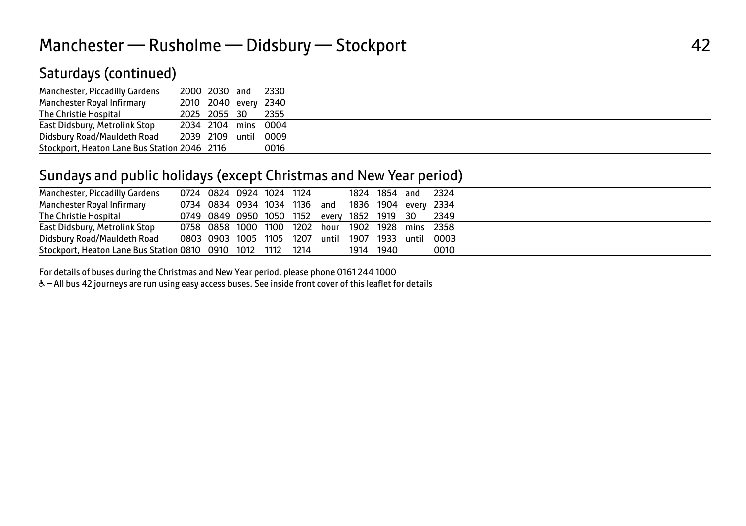# Manchester — Rusholme — Didsbury — Stockport

## Saturdays (continued)

| | | | | |
|---|---|---|---|---|
| Manchester, Piccadilly Gardens | 2000 | 2030 | and | 2330 |
| Manchester Royal Infirmary | 2010 | 2040 | every | 2340 |
| The Christie Hospital | 2025 | 2055 | 30 | 2355 |
| East Didsbury, Metrolink Stop | 2034 | 2104 | mins | 0004 |
| Didsbury Road/Mauldeth Road | 2039 | 2109 | until | 0009 |
| Stockport, Heaton Lane Bus Station | 2046 | 2116 | | 0016 |

## Sundays and public holidays (except Christmas and New Year period)

| | | | | | | | | | | |
|---|---|---|---|---|---|---|---|---|---|---|
| Manchester, Piccadilly Gardens | 0724 | 0824 | 0924 | 1024 | 1124 | | 1824 | 1854 | and | 2324 |
| Manchester Royal Infirmary | 0734 | 0834 | 0934 | 1034 | 1136 | and | 1836 | 1904 | every | 2334 |
| The Christie Hospital | 0749 | 0849 | 0950 | 1050 | 1152 | every | 1852 | 1919 | 30 | 2349 |
| East Didsbury, Metrolink Stop | 0758 | 0858 | 1000 | 1100 | 1202 | hour | 1902 | 1928 | mins | 2358 |
| Didsbury Road/Mauldeth Road | 0803 | 0903 | 1005 | 1105 | 1207 | until | 1907 | 1933 | until | 0003 |
| Stockport, Heaton Lane Bus Station | 0810 | 0910 | 1012 | 1112 | 1214 | | 1914 | 1940 | | 0010 |

For details of buses during the Christmas and New Year period, please phone 0161 244 1000

♿ – All bus 42 journeys are run using easy access buses. See inside front cover of this leaflet for details